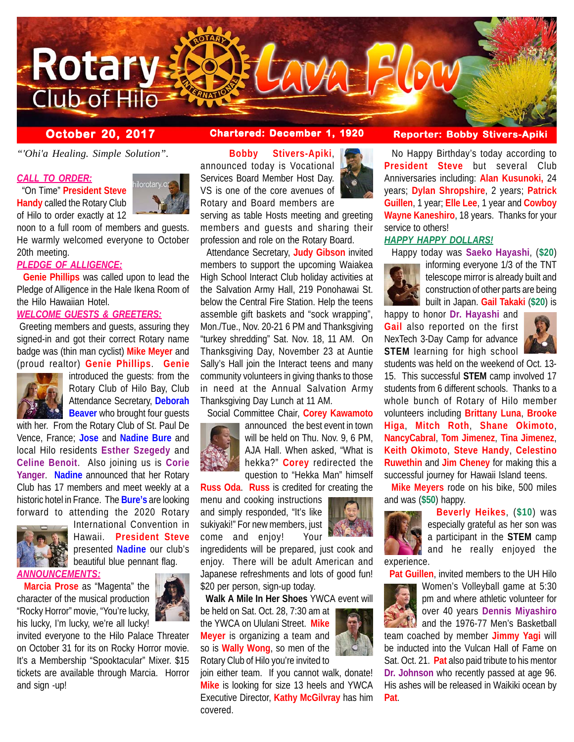# Rotary Club of Hilo — Lava Flow

**October 20, 2017** | **Chartered: December 1, 1920** | **Reporter: Bobby Stivers-Apiki**

*"'Ohi'a Healing. Simple Solution".*

***CALL TO ORDER:***

"On Time" **President Steve Handy** called the Rotary Club of Hilo to order exactly at 12 noon to a full room of members and guests. He warmly welcomed everyone to October 20th meeting.

***PLEDGE OF ALLIGENCE:***

**Genie Phillips** was called upon to lead the Pledge of Alligence in the Hale Ikena Room of the Hilo Hawaiian Hotel.

***WELCOME GUESTS & GREETERS:***

Greeting members and guests, assuring they signed-in and got their correct Rotary name badge was (thin man cyclist) **Mike Meyer** and (proud realtor) **Genie Phillips**. **Genie** introduced the guests: from the Rotary Club of Hilo Bay, Club Attendance Secretary, **Deborah Beaver** who brought four guests with her. From the Rotary Club of St. Paul De Vence, France; **Jose** and **Nadine Bure** and local Hilo residents **Esther Szegedy** and **Celine Benoit**. Also joining us is **Corie Yanger**. **Nadine** announced that her Rotary Club has 17 members and meet weekly at a historic hotel in France. The **Bure's** are looking forward to attending the 2020 Rotary International Convention in Hawaii. **President Steve** presented **Nadine** our club's beautiful blue pennant flag.

***ANNOUNCEMENTS:***

**Marcia Prose** as "Magenta" the character of the musical production "Rocky Horror" movie, "You're lucky, his lucky, I'm lucky, we're all lucky! invited everyone to the Hilo Palace Threater on October 31 for its on Rocky Horror movie. It's a Membership "Spooktacular" Mixer. $15 tickets are available through Marcia. Horror and sign -up!

**Bobby Stivers-Apiki**, announced today is Vocational Services Board Member Host Day. VS is one of the core avenues of Rotary and Board members are serving as table Hosts meeting and greeting members and guests and sharing their profession and role on the Rotary Board.

Attendance Secretary, **Judy Gibson** invited members to support the upcoming Waiakea High School Interact Club holiday activities at the Salvation Army Hall, 219 Ponohawai St. below the Central Fire Station. Help the teens assemble gift baskets and "sock wrapping", Mon./Tue., Nov. 20-21 6 PM and Thanksgiving "turkey shredding" Sat. Nov. 18, 11 AM. On Thanksgiving Day, November 23 at Auntie Sally's Hall join the Interact teens and many community volunteers in giving thanks to those in need at the Annual Salvation Army Thanksgiving Day Lunch at 11 AM.

Social Committee Chair, **Corey Kawamoto** announced the best event in town will be held on Thu. Nov. 9, 6 PM, AJA Hall. When asked, "What is hekka?" **Corey** redirected the question to "Hekka Man" himself **Russ Oda**. **Russ** is credited for creating the menu and cooking instructions and simply responded, "It's like sukiyaki!" For new members, just come and enjoy! Your ingredidents will be prepared, just cook and enjoy. There will be adult American and Japanese refreshments and lots of good fun! $20 per person, sign-up today.

**Walk A Mile In Her Shoes** YWCA event will be held on Sat. Oct. 28, 7:30 am at the YWCA on Ululani Street. **Mike Meyer** is organizing a team and so is **Wally Wong**, so men of the Rotary Club of Hilo you're invited to join either team. If you cannot walk, donate! **Mike** is looking for size 13 heels and YWCA Executive Director, **Kathy McGilvray** has him covered.

No Happy Birthday's today according to **President Steve** but several Club Anniversaries including: **Alan Kusunoki,** 24 years; **Dylan Shropshire**, 2 years; **Patrick Guillen**, 1 year; **Elle Lee**, 1 year and **Cowboy Wayne Kaneshiro**, 18 years. Thanks for your service to others!

***HAPPY HAPPY DOLLARS!***

Happy today was **Saeko Hayashi**, (**$20**) informing everyone 1/3 of the TNT telescope mirror is already built and construction of other parts are being built in Japan. **Gail Takaki** (**$20**) is happy to honor **Dr. Hayashi** and **Gail** also reported on the first NexTech 3-Day Camp for advance **STEM** learning for high school students was held on the weekend of Oct. 13-15. This successful **STEM** camp involved 17 students from 6 different schools. Thanks to a whole bunch of Rotary of Hilo member volunteers including **Brittany Luna**, **Brooke Higa**, **Mitch Roth**, **Shane Okimoto**, **NancyCabral**, **Tom Jimenez**, **Tina Jimenez**, **Keith Okimoto**, **Steve Handy**, **Celestino Ruwethin** and **Jim Cheney** for making this a successful journey for Hawaii Island teens.

**Mike Meyers** rode on his bike, 500 miles and was (**$50**) happy.

**Beverly Heikes**, (**$10**) was especially grateful as her son was a participant in the **STEM** camp and he really enjoyed the experience.

**Pat Guillen**, invited members to the UH Hilo Women's Volleyball game at 5:30 pm and where athletic volunteer for over 40 years **Dennis Miyashiro** and the 1976-77 Men's Basketball team coached by member **Jimmy Yagi** will be inducted into the Vulcan Hall of Fame on Sat. Oct. 21. **Pat** also paid tribute to his mentor **Dr. Johnson** who recently passed at age 96. His ashes will be released in Waikiki ocean by **Pat**.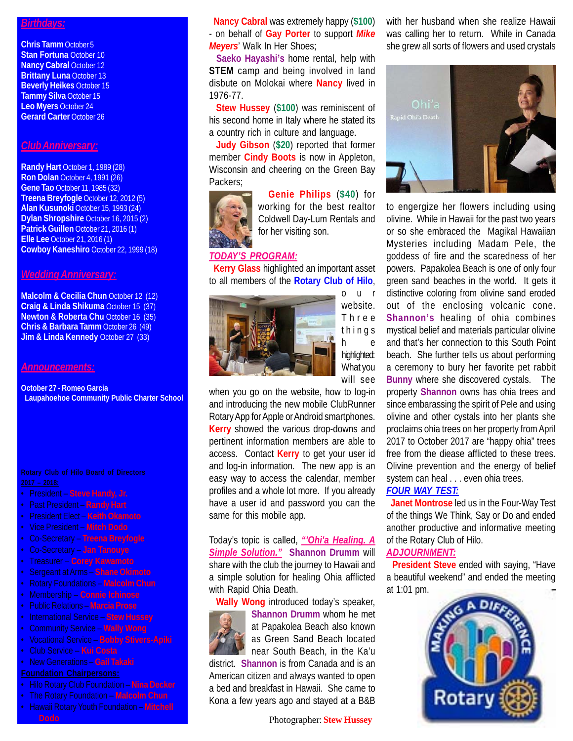## Birthdays:

**Chris Tamm** October 5
**Stan Fortuna** October 10
**Nancy Cabral** October 12
**Brittany Luna** October 13
**Beverly Heikes** October 15
**Tammy Silva** October 15
**Leo Myers** October 24
**Gerard Carter** October 26

## Club Anniversary:

**Randy Hart** October 1, 1989 (28)
**Ron Dolan** October 4, 1991 (26)
**Gene Tao** October 11, 1985 (32)
**Treena Breyfogle** October 12, 2012 (5)
**Alan Kusunoki** October 15, 1993 (24)
**Dylan Shropshire** October 16, 2015 (2)
**Patrick Guillen** October 21, 2016 (1)
**Elle Lee** October 21, 2016 (1)
**Cowboy Kaneshiro** October 22, 1999 (18)

## Wedding Anniversary:

**Malcolm & Cecilia Chun** October 12 (12)
**Craig & Linda Shikuma** October 15 (37)
**Newton & Roberta Chu** October 16 (35)
**Chris & Barbara Tamm** October 26 (49)
**Jim & Linda Kennedy** October 27 (33)

## Announcements:

**October 27 - Romeo Garcia**
**Laupahoehoe Community Public Charter School**

**Rotary Club of Hilo Board of Directors 2017 – 2018:**

- President – **Steve Handy, Jr.**
- Past President – **Randy Hart**
- President Elect – **Keith Okamoto**
- Vice President – **Mitch Dodo**
- Co-Secretary – **Treena Breyfogle**
- Co-Secretary – **Jan Tanouye**
- Treasurer – **Corey Kawamoto**
- Sergeant at Arms – **Shane Okimoto**
- Rotary Foundations – **Malcolm Chun**
- Membership – **Connie Ichinose**
- Public Relations – **Marcia Prose**
- International Service – **Stew Hussey**
- Community Service – **Wally Wong**
- Vocational Service – **Bobby Stivers-Apiki**
- Club Service – **Kui Costa**
- New Generations – **Gail Takaki**

**Foundation Chairpersons:**

- Hilo Rotary Club Foundation – **Nina Decker**
- The Rotary Foundation – **Malcolm Chun**
- Hawaii Rotary Youth Foundation – **Mitchell Dodo**

**Nancy Cabral** was extremely happy (**$100**) - on behalf of **Gay Porter** to support ***Mike Meyers***' Walk In Her Shoes;

**Saeko Hayashi's** home rental, help with **STEM** camp and being involved in land disbute on Molokai where **Nancy** lived in 1976-77.

**Stew Hussey** (**$100**) was reminiscent of his second home in Italy where he stated its a country rich in culture and language.

**Judy Gibson** (**$20**) reported that former member **Cindy Boots** is now in Appleton, Wisconsin and cheering on the Green Bay Packers;

**Genie Philips** (**$40**) for working for the best realtor Coldwell Day-Lum Rentals and for her visiting son.

## TODAY'S PROGRAM:

**Kerry Glass** highlighted an important asset to all members of the **Rotary Club of Hilo**, our website. Three things he highlighted: What you will see when you go on the website, how to log-in and introducing the new mobile ClubRunner Rotary App for Apple or Android smartphones. **Kerry** showed the various drop-downs and pertinent information members are able to access. Contact **Kerry** to get your user id and log-in information. The new app is an easy way to access the calendar, member profiles and a whole lot more. If you already have a user id and password you can the same for this mobile app.

Today's topic is called, ***"'Ohi'a Healing. A Simple Solution."*** **Shannon Drumm** will share with the club the journey to Hawaii and a simple solution for healing Ohia afflicted with Rapid Ohia Death.

**Wally Wong** introduced today's speaker, **Shannon Drumm** whom he met at Papakolea Beach also known as Green Sand Beach located near South Beach, in the Ka'u district. **Shannon** is from Canada and is an American citizen and always wanted to open a bed and breakfast in Hawaii. She came to Kona a few years ago and stayed at a B&B with her husband when she realize Hawaii was calling her to return. While in Canada she grew all sorts of flowers and used crystals to engergize her flowers including using olivine. While in Hawaii for the past two years or so she embraced the Magikal Hawaiian Mysteries including Madam Pele, the goddess of fire and the scaredness of her powers. Papakolea Beach is one of only four green sand beaches in the world. It gets it distinctive coloring from olivine sand eroded out of the enclosing volcanic cone. **Shannon's** healing of ohia combines mystical belief and materials particular olivine and that's her connection to this South Point beach. She further tells us about performing a ceremony to bury her favorite pet rabbit **Bunny** where she discovered cystals. The property **Shannon** owns has ohia trees and since embarassing the spirit of Pele and using olivine and other cystals into her plants she proclaims ohia trees on her property from April 2017 to October 2017 are "happy ohia" trees free from the diease afflicted to these trees. Olivine prevention and the energy of belief system can heal . . . even ohia trees.

## FOUR WAY TEST:

**Janet Montrose** led us in the Four-Way Test of the things We Think, Say or Do and ended another productive and informative meeting of the Rotary Club of Hilo.

## ADJOURNMENT:

**President Steve** ended with saying, "Have a beautiful weekend" and ended the meeting at 1:01 pm.

Photographer: **Stew Hussey**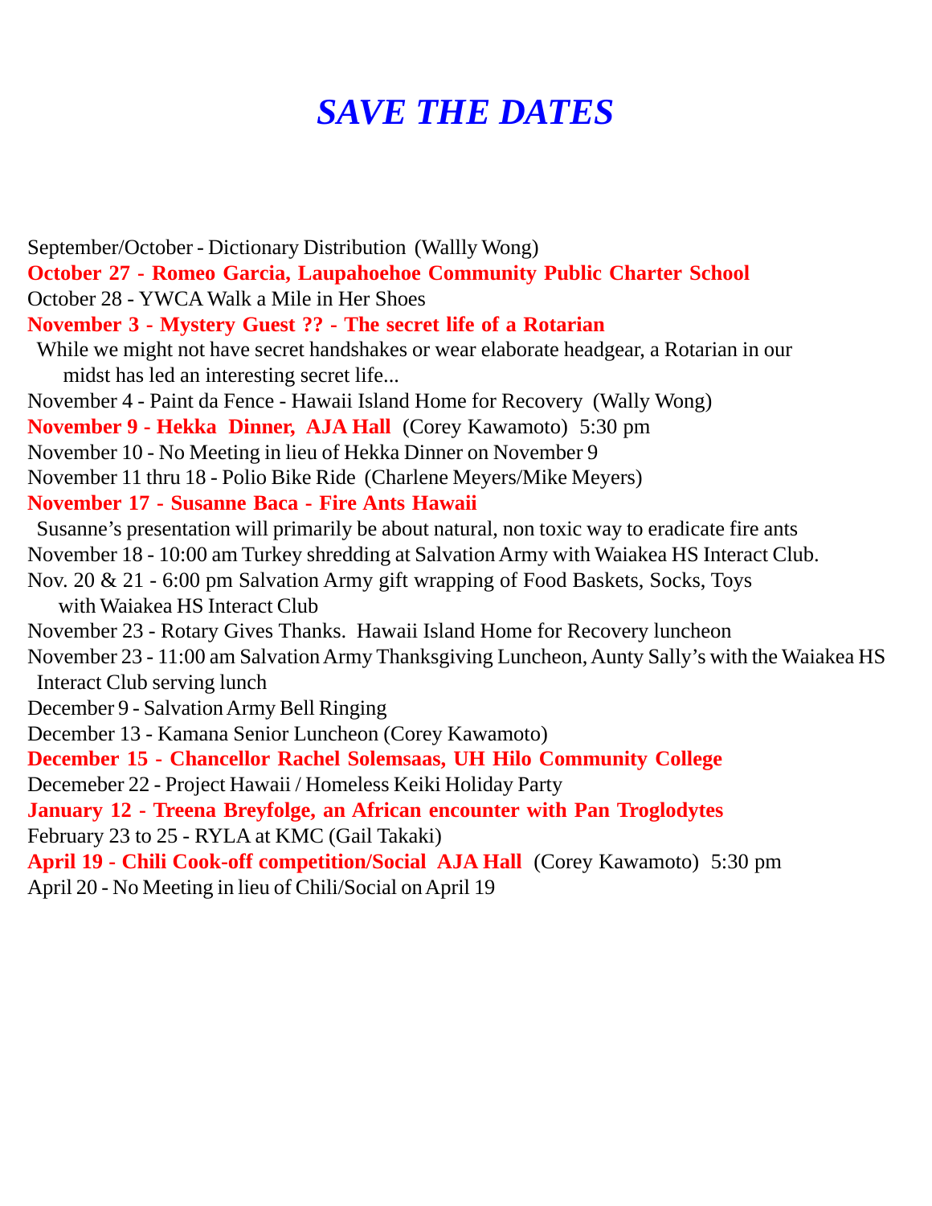# *SAVE THE DATES*

September/October - Dictionary Distribution  (Wallly Wong)

**October 27 - Romeo Garcia, Laupahoehoe Community Public Charter School**

October 28 - YWCA Walk a Mile in Her Shoes

**November 3 - Mystery Guest ?? - The secret life of a Rotarian**

While we might not have secret handshakes or wear elaborate headgear, a Rotarian in our midst has led an interesting secret life...

November 4 - Paint da Fence - Hawaii Island Home for Recovery  (Wally Wong)

**November 9 - Hekka  Dinner,  AJA Hall**  (Corey Kawamoto)  5:30 pm

November 10 - No Meeting in lieu of Hekka Dinner on November 9

November 11 thru 18 - Polio Bike Ride  (Charlene Meyers/Mike Meyers)

**November 17 - Susanne Baca - Fire Ants Hawaii**

Susanne's presentation will primarily be about natural, non toxic way to eradicate fire ants

November 18 - 10:00 am Turkey shredding at Salvation Army with Waiakea HS Interact Club.

Nov. 20 & 21 - 6:00 pm Salvation Army gift wrapping of Food Baskets, Socks, Toys with Waiakea HS Interact Club

November 23 - Rotary Gives Thanks.  Hawaii Island Home for Recovery luncheon

November 23 - 11:00 am Salvation Army Thanksgiving Luncheon, Aunty Sally's with the Waiakea HS Interact Club serving lunch

December 9 - Salvation Army Bell Ringing

December 13 - Kamana Senior Luncheon (Corey Kawamoto)

**December 15 - Chancellor Rachel Solemsaas, UH Hilo Community College**

Decemeber 22 - Project Hawaii / Homeless Keiki Holiday Party

**January 12 - Treena Breyfolge, an African encounter with Pan Troglodytes**

February 23 to 25 - RYLA at KMC (Gail Takaki)

**April 19 - Chili Cook-off competition/Social  AJA Hall**  (Corey Kawamoto)  5:30 pm

April 20 - No Meeting in lieu of Chili/Social on April 19